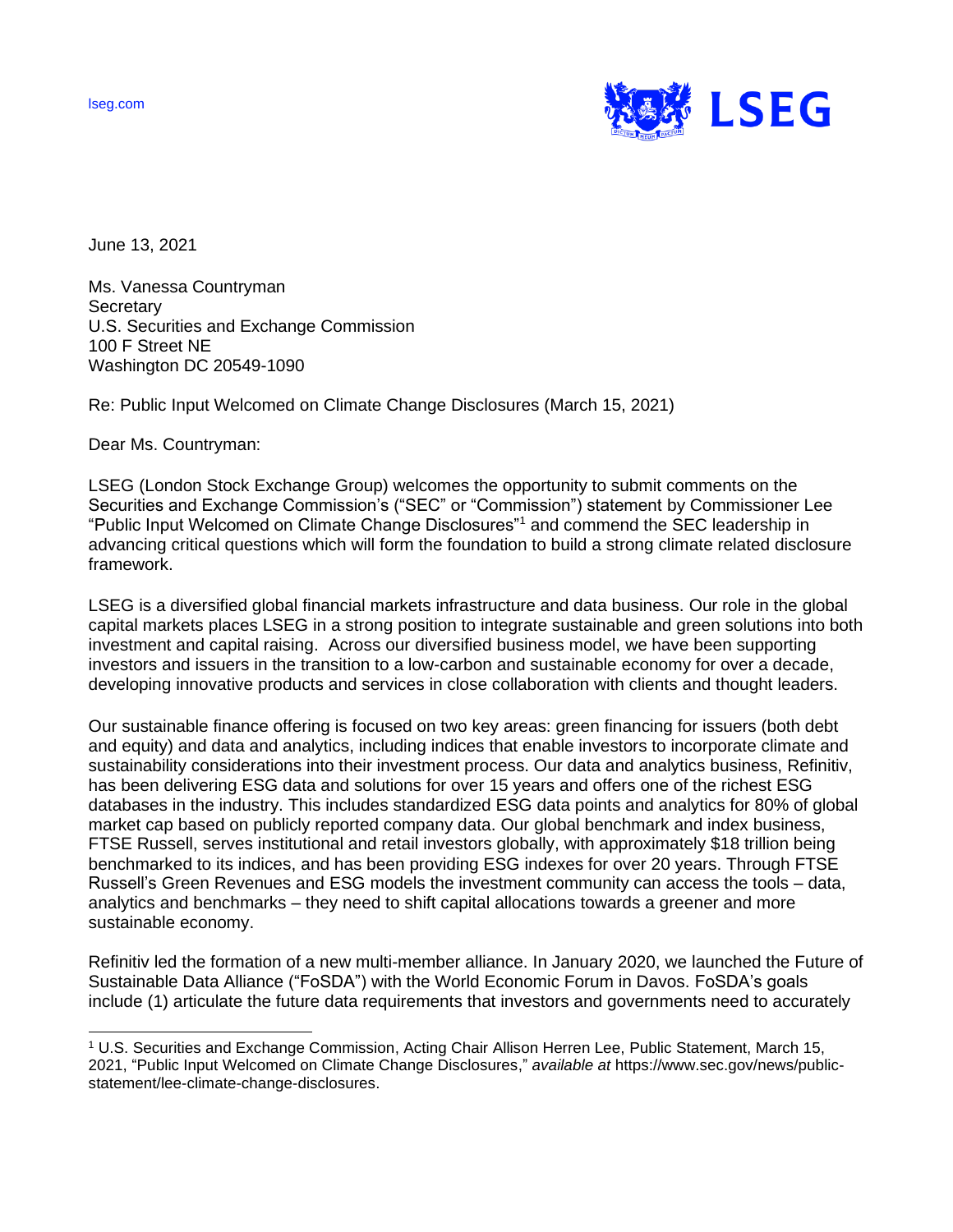lseg.com

LSEG

June 13, 2021

Ms. Vanessa Countryman
Secretary
U.S. Securities and Exchange Commission
100 F Street NE
Washington DC 20549-1090

Re: Public Input Welcomed on Climate Change Disclosures (March 15, 2021)

Dear Ms. Countryman:

LSEG (London Stock Exchange Group) welcomes the opportunity to submit comments on the Securities and Exchange Commission's ("SEC" or "Commission") statement by Commissioner Lee "Public Input Welcomed on Climate Change Disclosures"[1] and commend the SEC leadership in advancing critical questions which will form the foundation to build a strong climate related disclosure framework.

LSEG is a diversified global financial markets infrastructure and data business. Our role in the global capital markets places LSEG in a strong position to integrate sustainable and green solutions into both investment and capital raising. Across our diversified business model, we have been supporting investors and issuers in the transition to a low-carbon and sustainable economy for over a decade, developing innovative products and services in close collaboration with clients and thought leaders.

Our sustainable finance offering is focused on two key areas: green financing for issuers (both debt and equity) and data and analytics, including indices that enable investors to incorporate climate and sustainability considerations into their investment process. Our data and analytics business, Refinitiv, has been delivering ESG data and solutions for over 15 years and offers one of the richest ESG databases in the industry. This includes standardized ESG data points and analytics for 80% of global market cap based on publicly reported company data. Our global benchmark and index business, FTSE Russell, serves institutional and retail investors globally, with approximately $18 trillion being benchmarked to its indices, and has been providing ESG indexes for over 20 years. Through FTSE Russell's Green Revenues and ESG models the investment community can access the tools – data, analytics and benchmarks – they need to shift capital allocations towards a greener and more sustainable economy.

Refinitiv led the formation of a new multi-member alliance. In January 2020, we launched the Future of Sustainable Data Alliance ("FoSDA") with the World Economic Forum in Davos. FoSDA's goals include (1) articulate the future data requirements that investors and governments need to accurately

---

[1] U.S. Securities and Exchange Commission, Acting Chair Allison Herren Lee, Public Statement, March 15, 2021, "Public Input Welcomed on Climate Change Disclosures," *available at* https://www.sec.gov/news/public-statement/lee-climate-change-disclosures.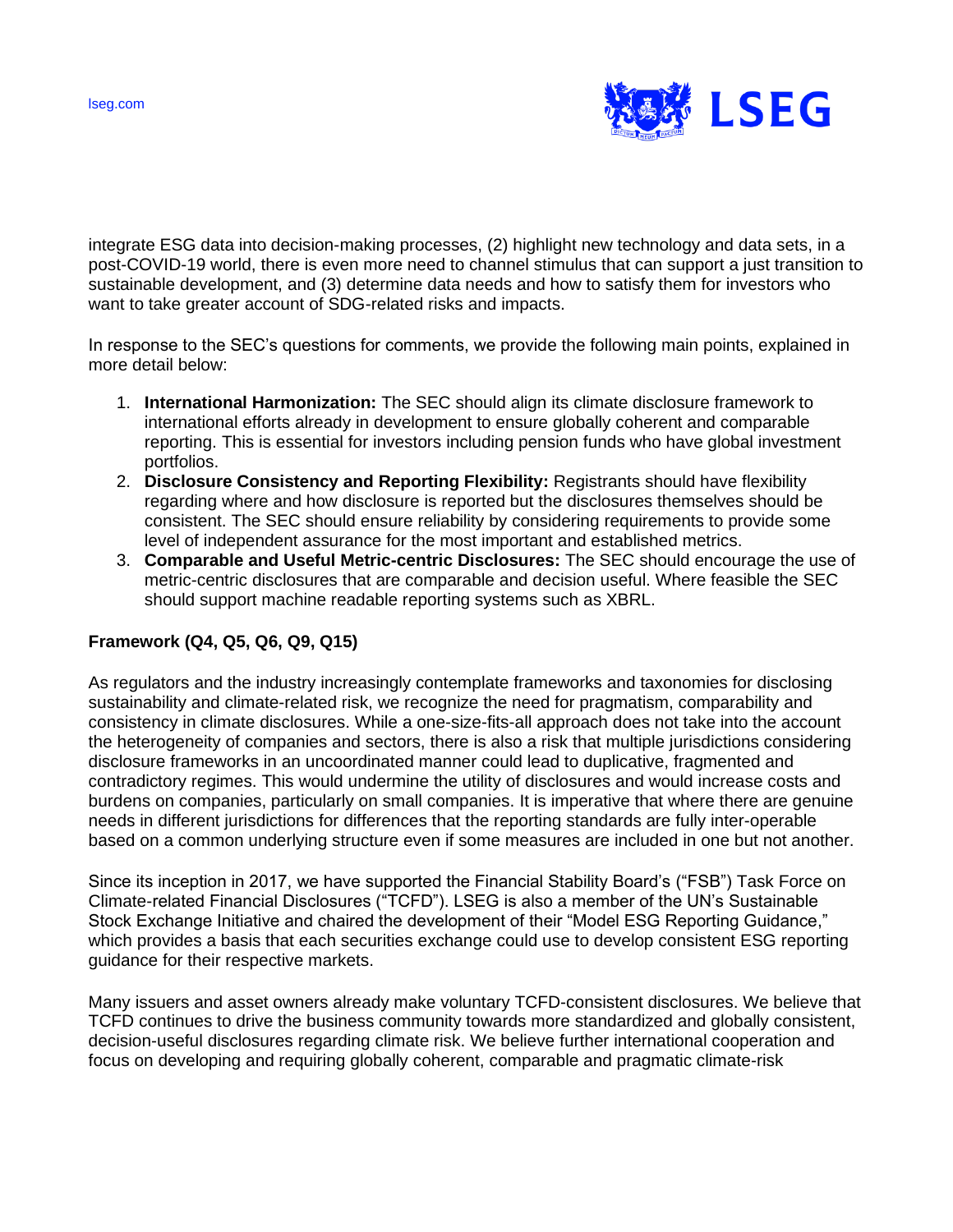integrate ESG data into decision-making processes, (2) highlight new technology and data sets, in a post-COVID-19 world, there is even more need to channel stimulus that can support a just transition to sustainable development, and (3) determine data needs and how to satisfy them for investors who want to take greater account of SDG-related risks and impacts.

In response to the SEC's questions for comments, we provide the following main points, explained in more detail below:

1. **International Harmonization:** The SEC should align its climate disclosure framework to international efforts already in development to ensure globally coherent and comparable reporting. This is essential for investors including pension funds who have global investment portfolios.
2. **Disclosure Consistency and Reporting Flexibility:** Registrants should have flexibility regarding where and how disclosure is reported but the disclosures themselves should be consistent. The SEC should ensure reliability by considering requirements to provide some level of independent assurance for the most important and established metrics.
3. **Comparable and Useful Metric-centric Disclosures:** The SEC should encourage the use of metric-centric disclosures that are comparable and decision useful. Where feasible the SEC should support machine readable reporting systems such as XBRL.

**Framework (Q4, Q5, Q6, Q9, Q15)**

As regulators and the industry increasingly contemplate frameworks and taxonomies for disclosing sustainability and climate-related risk, we recognize the need for pragmatism, comparability and consistency in climate disclosures. While a one-size-fits-all approach does not take into the account the heterogeneity of companies and sectors, there is also a risk that multiple jurisdictions considering disclosure frameworks in an uncoordinated manner could lead to duplicative, fragmented and contradictory regimes. This would undermine the utility of disclosures and would increase costs and burdens on companies, particularly on small companies. It is imperative that where there are genuine needs in different jurisdictions for differences that the reporting standards are fully inter-operable based on a common underlying structure even if some measures are included in one but not another.

Since its inception in 2017, we have supported the Financial Stability Board's ("FSB") Task Force on Climate-related Financial Disclosures ("TCFD"). LSEG is also a member of the UN's Sustainable Stock Exchange Initiative and chaired the development of their "Model ESG Reporting Guidance," which provides a basis that each securities exchange could use to develop consistent ESG reporting guidance for their respective markets.

Many issuers and asset owners already make voluntary TCFD-consistent disclosures. We believe that TCFD continues to drive the business community towards more standardized and globally consistent, decision-useful disclosures regarding climate risk. We believe further international cooperation and focus on developing and requiring globally coherent, comparable and pragmatic climate-risk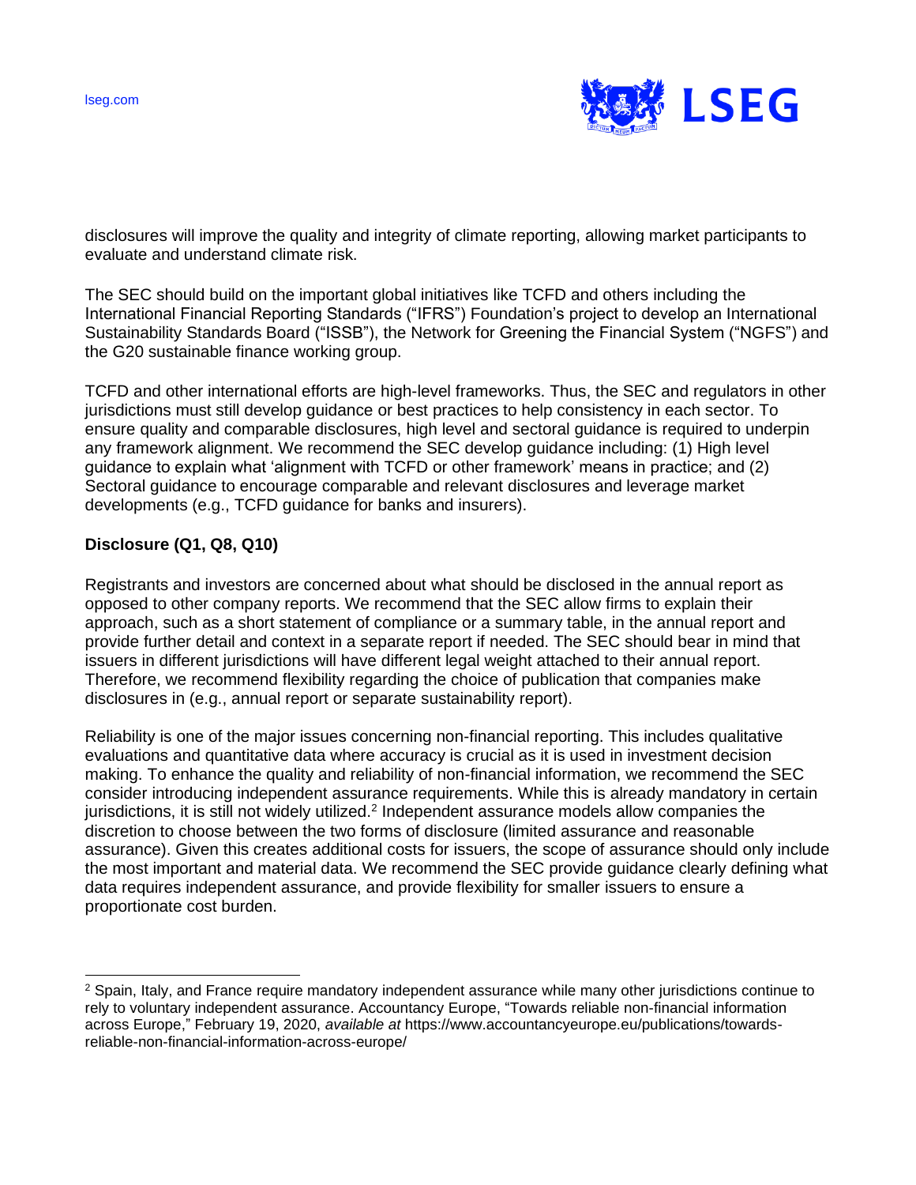disclosures will improve the quality and integrity of climate reporting, allowing market participants to evaluate and understand climate risk.

The SEC should build on the important global initiatives like TCFD and others including the International Financial Reporting Standards ("IFRS") Foundation's project to develop an International Sustainability Standards Board ("ISSB"), the Network for Greening the Financial System ("NGFS") and the G20 sustainable finance working group.

TCFD and other international efforts are high-level frameworks. Thus, the SEC and regulators in other jurisdictions must still develop guidance or best practices to help consistency in each sector. To ensure quality and comparable disclosures, high level and sectoral guidance is required to underpin any framework alignment. We recommend the SEC develop guidance including: (1) High level guidance to explain what 'alignment with TCFD or other framework' means in practice; and (2) Sectoral guidance to encourage comparable and relevant disclosures and leverage market developments (e.g., TCFD guidance for banks and insurers).

**Disclosure (Q1, Q8, Q10)**

Registrants and investors are concerned about what should be disclosed in the annual report as opposed to other company reports. We recommend that the SEC allow firms to explain their approach, such as a short statement of compliance or a summary table, in the annual report and provide further detail and context in a separate report if needed. The SEC should bear in mind that issuers in different jurisdictions will have different legal weight attached to their annual report. Therefore, we recommend flexibility regarding the choice of publication that companies make disclosures in (e.g., annual report or separate sustainability report).

Reliability is one of the major issues concerning non-financial reporting. This includes qualitative evaluations and quantitative data where accuracy is crucial as it is used in investment decision making. To enhance the quality and reliability of non-financial information, we recommend the SEC consider introducing independent assurance requirements. While this is already mandatory in certain jurisdictions, it is still not widely utilized.[2] Independent assurance models allow companies the discretion to choose between the two forms of disclosure (limited assurance and reasonable assurance). Given this creates additional costs for issuers, the scope of assurance should only include the most important and material data. We recommend the SEC provide guidance clearly defining what data requires independent assurance, and provide flexibility for smaller issuers to ensure a proportionate cost burden.

[2] Spain, Italy, and France require mandatory independent assurance while many other jurisdictions continue to rely to voluntary independent assurance. Accountancy Europe, "Towards reliable non-financial information across Europe," February 19, 2020, *available at* https://www.accountancyeurope.eu/publications/towards-reliable-non-financial-information-across-europe/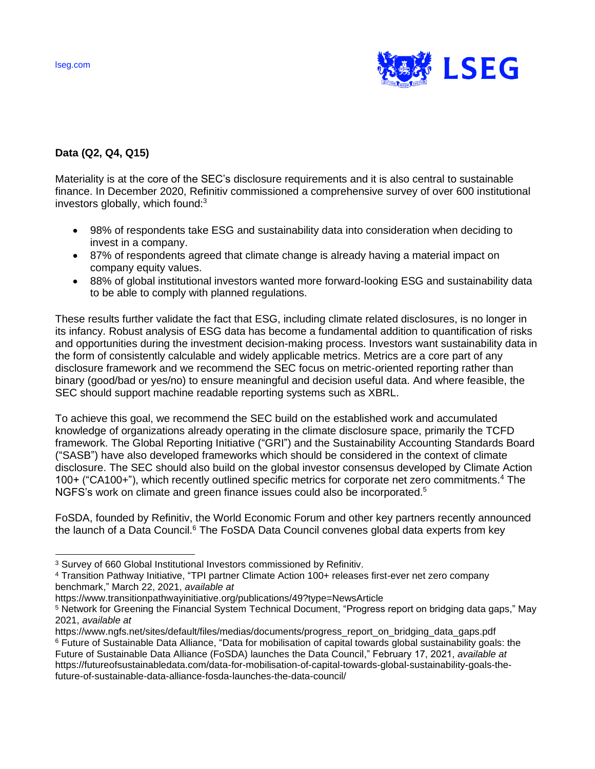**Data (Q2, Q4, Q15)**

Materiality is at the core of the SEC's disclosure requirements and it is also central to sustainable finance. In December 2020, Refinitiv commissioned a comprehensive survey of over 600 institutional investors globally, which found:[3]

- 98% of respondents take ESG and sustainability data into consideration when deciding to invest in a company.
- 87% of respondents agreed that climate change is already having a material impact on company equity values.
- 88% of global institutional investors wanted more forward-looking ESG and sustainability data to be able to comply with planned regulations.

These results further validate the fact that ESG, including climate related disclosures, is no longer in its infancy. Robust analysis of ESG data has become a fundamental addition to quantification of risks and opportunities during the investment decision-making process. Investors want sustainability data in the form of consistently calculable and widely applicable metrics. Metrics are a core part of any disclosure framework and we recommend the SEC focus on metric-oriented reporting rather than binary (good/bad or yes/no) to ensure meaningful and decision useful data. And where feasible, the SEC should support machine readable reporting systems such as XBRL.

To achieve this goal, we recommend the SEC build on the established work and accumulated knowledge of organizations already operating in the climate disclosure space, primarily the TCFD framework. The Global Reporting Initiative ("GRI") and the Sustainability Accounting Standards Board ("SASB") have also developed frameworks which should be considered in the context of climate disclosure. The SEC should also build on the global investor consensus developed by Climate Action 100+ ("CA100+"), which recently outlined specific metrics for corporate net zero commitments.[4] The NGFS's work on climate and green finance issues could also be incorporated.[5]

FoSDA, founded by Refinitiv, the World Economic Forum and other key partners recently announced the launch of a Data Council.[6] The FoSDA Data Council convenes global data experts from key

---

[3] Survey of 660 Global Institutional Investors commissioned by Refinitiv.

[4] Transition Pathway Initiative, "TPI partner Climate Action 100+ releases first-ever net zero company benchmark," March 22, 2021, *available at* https://www.transitionpathwayinitiative.org/publications/49?type=NewsArticle

[5] Network for Greening the Financial System Technical Document, "Progress report on bridging data gaps," May 2021, *available at* https://www.ngfs.net/sites/default/files/medias/documents/progress_report_on_bridging_data_gaps.pdf

[6] Future of Sustainable Data Alliance, "Data for mobilisation of capital towards global sustainability goals: the Future of Sustainable Data Alliance (FoSDA) launches the Data Council," February 17, 2021, *available at* https://futureofsustainabledata.com/data-for-mobilisation-of-capital-towards-global-sustainability-goals-the-future-of-sustainable-data-alliance-fosda-launches-the-data-council/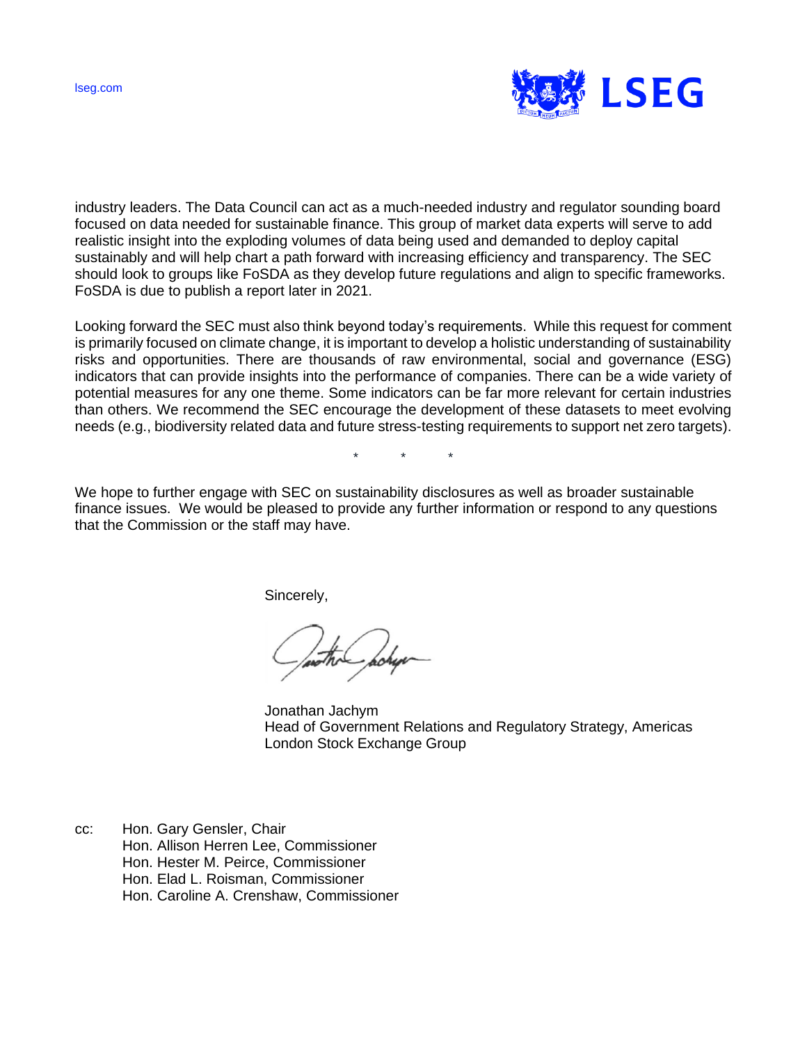industry leaders. The Data Council can act as a much-needed industry and regulator sounding board focused on data needed for sustainable finance. This group of market data experts will serve to add realistic insight into the exploding volumes of data being used and demanded to deploy capital sustainably and will help chart a path forward with increasing efficiency and transparency. The SEC should look to groups like FoSDA as they develop future regulations and align to specific frameworks. FoSDA is due to publish a report later in 2021.

Looking forward the SEC must also think beyond today's requirements. While this request for comment is primarily focused on climate change, it is important to develop a holistic understanding of sustainability risks and opportunities. There are thousands of raw environmental, social and governance (ESG) indicators that can provide insights into the performance of companies. There can be a wide variety of potential measures for any one theme. Some indicators can be far more relevant for certain industries than others. We recommend the SEC encourage the development of these datasets to meet evolving needs (e.g., biodiversity related data and future stress-testing requirements to support net zero targets).

\* \* \*

We hope to further engage with SEC on sustainability disclosures as well as broader sustainable finance issues. We would be pleased to provide any further information or respond to any questions that the Commission or the staff may have.

Sincerely,

Jonathan Jachym
Head of Government Relations and Regulatory Strategy, Americas
London Stock Exchange Group

cc: Hon. Gary Gensler, Chair
Hon. Allison Herren Lee, Commissioner
Hon. Hester M. Peirce, Commissioner
Hon. Elad L. Roisman, Commissioner
Hon. Caroline A. Crenshaw, Commissioner